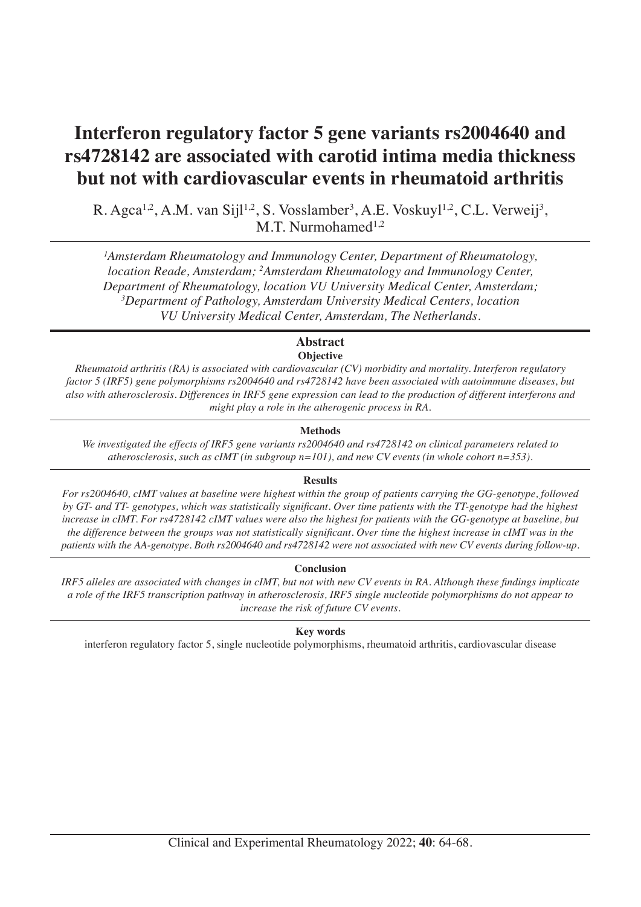# Interferon regulatory factor 5 gene variants rs2004640 and rs4728142 are associated with carotid intima media thickness but not with cardiovascular events in rheumatoid arthritis

R. Agca[1,2], A.M. van Sijl[1,2], S. Vosslamber[3], A.E. Voskuyl[1,2], C.L. Verweij[3], M.T. Nurmohamed[1,2]

*[1]Amsterdam Rheumatology and Immunology Center, Department of Rheumatology, location Reade, Amsterdam; [2]Amsterdam Rheumatology and Immunology Center, Department of Rheumatology, location VU University Medical Center, Amsterdam; [3]Department of Pathology, Amsterdam University Medical Centers, location VU University Medical Center, Amsterdam, The Netherlands.*

## Abstract

### Objective

*Rheumatoid arthritis (RA) is associated with cardiovascular (CV) morbidity and mortality. Interferon regulatory factor 5 (IRF5) gene polymorphisms rs2004640 and rs4728142 have been associated with autoimmune diseases, but also with atherosclerosis. Differences in IRF5 gene expression can lead to the production of different interferons and might play a role in the atherogenic process in RA.*

### Methods

*We investigated the effects of IRF5 gene variants rs2004640 and rs4728142 on clinical parameters related to atherosclerosis, such as cIMT (in subgroup n=101), and new CV events (in whole cohort n=353).*

### Results

*For rs2004640, cIMT values at baseline were highest within the group of patients carrying the GG-genotype, followed by GT- and TT- genotypes, which was statistically significant. Over time patients with the TT-genotype had the highest increase in cIMT. For rs4728142 cIMT values were also the highest for patients with the GG-genotype at baseline, but the difference between the groups was not statistically significant. Over time the highest increase in cIMT was in the patients with the AA-genotype. Both rs2004640 and rs4728142 were not associated with new CV events during follow-up.*

### Conclusion

*IRF5 alleles are associated with changes in cIMT, but not with new CV events in RA. Although these findings implicate a role of the IRF5 transcription pathway in atherosclerosis, IRF5 single nucleotide polymorphisms do not appear to increase the risk of future CV events.*

### Key words

interferon regulatory factor 5, single nucleotide polymorphisms, rheumatoid arthritis, cardiovascular disease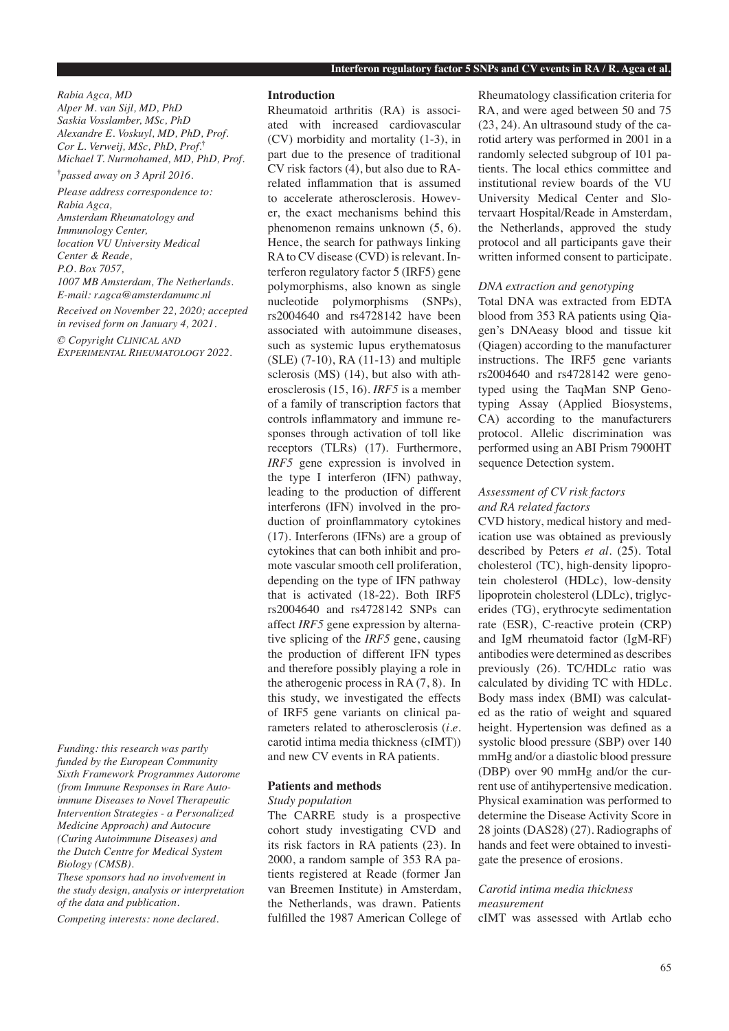*Rabia Agca, MD*
*Alper M. van Sijl, MD, PhD*
*Saskia Vosslamber, MSc, PhD*
*Alexandre E. Voskuyl, MD, PhD, Prof.*
*Cor L. Verweij, MSc, PhD, Prof.*†
*Michael T. Nurmohamed, MD, PhD, Prof.*

†*passed away on 3 April 2016.*

*Please address correspondence to:*
*Rabia Agca,*
*Amsterdam Rheumatology and Immunology Center,*
*location VU University Medical Center & Reade,*
*P.O. Box 7057,*
*1007 MB Amsterdam, The Netherlands.*
*E-mail: r.agca@amsterdamumc.nl*

*Received on November 22, 2020; accepted in revised form on January 4, 2021.*

*© Copyright CLINICAL AND EXPERIMENTAL RHEUMATOLOGY 2022.*

*Funding: this research was partly funded by the European Community Sixth Framework Programmes Autorome (from Immune Responses in Rare Autoimmune Diseases to Novel Therapeutic Intervention Strategies - a Personalized Medicine Approach) and Autocure (Curing Autoimmune Diseases) and the Dutch Centre for Medical System Biology (CMSB).*
*These sponsors had no involvement in the study design, analysis or interpretation of the data and publication.*

*Competing interests: none declared.*

## Introduction

Rheumatoid arthritis (RA) is associated with increased cardiovascular (CV) morbidity and mortality (1-3), in part due to the presence of traditional CV risk factors (4), but also due to RA-related inflammation that is assumed to accelerate atherosclerosis. However, the exact mechanisms behind this phenomenon remains unknown (5, 6). Hence, the search for pathways linking RA to CV disease (CVD) is relevant. Interferon regulatory factor 5 (IRF5) gene polymorphisms, also known as single nucleotide polymorphisms (SNPs), rs2004640 and rs4728142 have been associated with autoimmune diseases, such as systemic lupus erythematosus (SLE) (7-10), RA (11-13) and multiple sclerosis (MS) (14), but also with atherosclerosis (15, 16). *IRF5* is a member of a family of transcription factors that controls inflammatory and immune responses through activation of toll like receptors (TLRs) (17). Furthermore, *IRF5* gene expression is involved in the type I interferon (IFN) pathway, leading to the production of different interferons (IFN) involved in the production of proinflammatory cytokines (17). Interferons (IFNs) are a group of cytokines that can both inhibit and promote vascular smooth cell proliferation, depending on the type of IFN pathway that is activated (18-22). Both IRF5 rs2004640 and rs4728142 SNPs can affect *IRF5* gene expression by alternative splicing of the *IRF5* gene, causing the production of different IFN types and therefore possibly playing a role in the atherogenic process in RA (7, 8). In this study, we investigated the effects of IRF5 gene variants on clinical parameters related to atherosclerosis (*i.e.* carotid intima media thickness (cIMT)) and new CV events in RA patients.

## Patients and methods

### *Study population*

The CARRE study is a prospective cohort study investigating CVD and its risk factors in RA patients (23). In 2000, a random sample of 353 RA patients registered at Reade (former Jan van Breemen Institute) in Amsterdam, the Netherlands, was drawn. Patients fulfilled the 1987 American College of Rheumatology classification criteria for RA, and were aged between 50 and 75 (23, 24). An ultrasound study of the carotid artery was performed in 2001 in a randomly selected subgroup of 101 patients. The local ethics committee and institutional review boards of the VU University Medical Center and Slotervaart Hospital/Reade in Amsterdam, the Netherlands, approved the study protocol and all participants gave their written informed consent to participate.

### *DNA extraction and genotyping*

Total DNA was extracted from EDTA blood from 353 RA patients using Qiagen's DNAeasy blood and tissue kit (Qiagen) according to the manufacturer instructions. The IRF5 gene variants rs2004640 and rs4728142 were genotyped using the TaqMan SNP Genotyping Assay (Applied Biosystems, CA) according to the manufacturers protocol. Allelic discrimination was performed using an ABI Prism 7900HT sequence Detection system.

### *Assessment of CV risk factors and RA related factors*

CVD history, medical history and medication use was obtained as previously described by Peters *et al.* (25). Total cholesterol (TC), high-density lipoprotein cholesterol (HDLc), low-density lipoprotein cholesterol (LDLc), triglycerides (TG), erythrocyte sedimentation rate (ESR), C-reactive protein (CRP) and IgM rheumatoid factor (IgM-RF) antibodies were determined as describes previously (26). TC/HDLc ratio was calculated by dividing TC with HDLc. Body mass index (BMI) was calculated as the ratio of weight and squared height. Hypertension was defined as a systolic blood pressure (SBP) over 140 mmHg and/or a diastolic blood pressure (DBP) over 90 mmHg and/or the current use of antihypertensive medication. Physical examination was performed to determine the Disease Activity Score in 28 joints (DAS28) (27). Radiographs of hands and feet were obtained to investigate the presence of erosions.

### *Carotid intima media thickness measurement*

cIMT was assessed with Artlab echo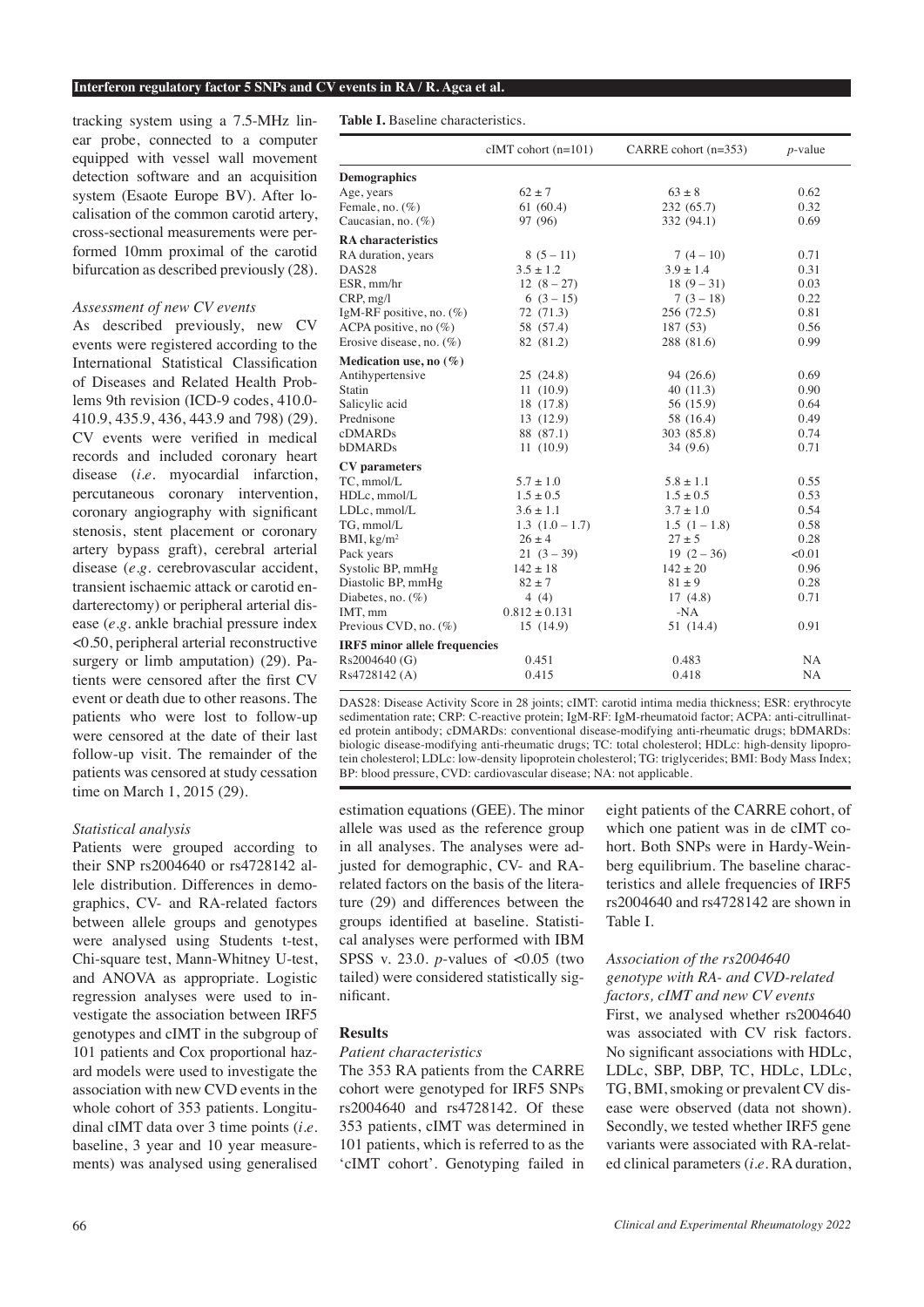tracking system using a 7.5-MHz linear probe, connected to a computer equipped with vessel wall movement detection software and an acquisition system (Esaote Europe BV). After localisation of the common carotid artery, cross-sectional measurements were performed 10mm proximal of the carotid bifurcation as described previously (28).

### *Assessment of new CV events*

As described previously, new CV events were registered according to the International Statistical Classification of Diseases and Related Health Problems 9th revision (ICD-9 codes, 410.0-410.9, 435.9, 436, 443.9 and 798) (29). CV events were verified in medical records and included coronary heart disease (*i.e.* myocardial infarction, percutaneous coronary intervention, coronary angiography with significant stenosis, stent placement or coronary artery bypass graft), cerebral arterial disease (*e.g.* cerebrovascular accident, transient ischaemic attack or carotid endarterectomy) or peripheral arterial disease (*e.g.* ankle brachial pressure index <0.50, peripheral arterial reconstructive surgery or limb amputation) (29). Patients were censored after the first CV event or death due to other reasons. The patients who were lost to follow-up were censored at the date of their last follow-up visit. The remainder of the patients was censored at study cessation time on March 1, 2015 (29).

### *Statistical analysis*

Patients were grouped according to their SNP rs2004640 or rs4728142 allele distribution. Differences in demographics, CV- and RA-related factors between allele groups and genotypes were analysed using Students t-test, Chi-square test, Mann-Whitney U-test, and ANOVA as appropriate. Logistic regression analyses were used to investigate the association between IRF5 genotypes and cIMT in the subgroup of 101 patients and Cox proportional hazard models were used to investigate the association with new CVD events in the whole cohort of 353 patients. Longitudinal cIMT data over 3 time points (*i.e.* baseline, 3 year and 10 year measurements) was analysed using generalised estimation equations (GEE). The minor allele was used as the reference group in all analyses. The analyses were adjusted for demographic, CV- and RA-related factors on the basis of the literature (29) and differences between the groups identified at baseline. Statistical analyses were performed with IBM SPSS v. 23.0. *p*-values of <0.05 (two tailed) were considered statistically significant.

**Table I.** Baseline characteristics.

| | cIMT cohort (n=101) | CARRE cohort (n=353) | *p*-value |
|---|---|---|---|
| **Demographics** | | | |
| Age, years | 62 ± 7 | 63 ± 8 | 0.62 |
| Female, no. (%) | 61 (60.4) | 232 (65.7) | 0.32 |
| Caucasian, no. (%) | 97 (96) | 332 (94.1) | 0.69 |
| **RA characteristics** | | | |
| RA duration, years | 8 (5 – 11) | 7 (4 – 10) | 0.71 |
| DAS28 | 3.5 ± 1.2 | 3.9 ± 1.4 | 0.31 |
| ESR, mm/hr | 12 (8 – 27) | 18 (9 – 31) | 0.03 |
| CRP, mg/l | 6 (3 – 15) | 7 (3 – 18) | 0.22 |
| IgM-RF positive, no. (%) | 72 (71.3) | 256 (72.5) | 0.81 |
| ACPA positive, no (%) | 58 (57.4) | 187 (53) | 0.56 |
| Erosive disease, no. (%) | 82 (81.2) | 288 (81.6) | 0.99 |
| **Medication use, no (%)** | | | |
| Antihypertensive | 25 (24.8) | 94 (26.6) | 0.69 |
| Statin | 11 (10.9) | 40 (11.3) | 0.90 |
| Salicylic acid | 18 (17.8) | 56 (15.9) | 0.64 |
| Prednisone | 13 (12.9) | 58 (16.4) | 0.49 |
| cDMARDs | 88 (87.1) | 303 (85.8) | 0.74 |
| bDMARDs | 11 (10.9) | 34 (9.6) | 0.71 |
| **CV parameters** | | | |
| TC, mmol/L | 5.7 ± 1.0 | 5.8 ± 1.1 | 0.55 |
| HDLc, mmol/L | 1.5 ± 0.5 | 1.5 ± 0.5 | 0.53 |
| LDLc, mmol/L | 3.6 ± 1.1 | 3.7 ± 1.0 | 0.54 |
| TG, mmol/L | 1.3 (1.0 – 1.7) | 1.5 (1 – 1.8) | 0.58 |
| BMI, kg/m$^2$ | 26 ± 4 | 27 ± 5 | 0.28 |
| Pack years | 21 (3 – 39) | 19 (2 – 36) | <0.01 |
| Systolic BP, mmHg | 142 ± 18 | 142 ± 20 | 0.96 |
| Diastolic BP, mmHg | 82 ± 7 | 81 ± 9 | 0.28 |
| Diabetes, no. (%) | 4 (4) | 17 (4.8) | 0.71 |
| IMT, mm | 0.812 ± 0.131 | -NA | |
| Previous CVD, no. (%) | 15 (14.9) | 51 (14.4) | 0.91 |
| **IRF5 minor allele frequencies** | | | |
| Rs2004640 (G) | 0.451 | 0.483 | NA |
| Rs4728142 (A) | 0.415 | 0.418 | NA |

DAS28: Disease Activity Score in 28 joints; cIMT: carotid intima media thickness; ESR: erythrocyte sedimentation rate; CRP: C-reactive protein; IgM-RF: IgM-rheumatoid factor; ACPA: anti-citrullinated protein antibody; cDMARDs: conventional disease-modifying anti-rheumatic drugs; bDMARDs: biologic disease-modifying anti-rheumatic drugs; TC: total cholesterol; HDLc: high-density lipoprotein cholesterol; LDLc: low-density lipoprotein cholesterol; TG: triglycerides; BMI: Body Mass Index; BP: blood pressure, CVD: cardiovascular disease; NA: not applicable.

## Results

### *Patient characteristics*

The 353 RA patients from the CARRE cohort were genotyped for IRF5 SNPs rs2004640 and rs4728142. Of these 353 patients, cIMT was determined in 101 patients, which is referred to as the 'cIMT cohort'. Genotyping failed in eight patients of the CARRE cohort, of which one patient was in de cIMT cohort. Both SNPs were in Hardy-Weinberg equilibrium. The baseline characteristics and allele frequencies of IRF5 rs2004640 and rs4728142 are shown in Table I.

### *Association of the rs2004640 genotype with RA- and CVD-related factors, cIMT and new CV events*

First, we analysed whether rs2004640 was associated with CV risk factors. No significant associations with HDLc, LDLc, SBP, DBP, TC, HDLc, LDLc, TG, BMI, smoking or prevalent CV disease were observed (data not shown). Secondly, we tested whether IRF5 gene variants were associated with RA-related clinical parameters (*i.e.* RA duration,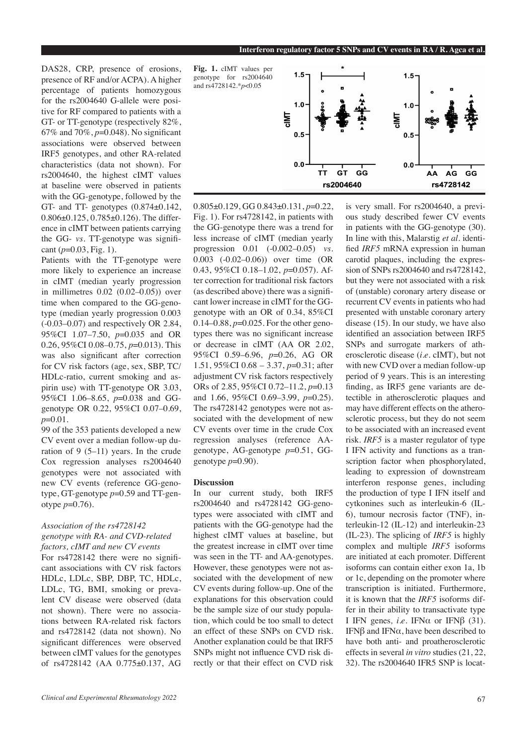DAS28, CRP, presence of erosions, presence of RF and/or ACPA). A higher percentage of patients homozygous for the rs2004640 G-allele were positive for RF compared to patients with a GT- or TT-genotype (respectively 82%, 67% and 70%, $p$=0.048). No significant associations were observed between IRF5 genotypes, and other RA-related characteristics (data not shown). For rs2004640, the highest cIMT values at baseline were observed in patients with the GG-genotype, followed by the GT- and TT- genotypes (0.874±0.142, 0.806±0.125, 0.785±0.126). The difference in cIMT between patients carrying the GG- *vs.* TT-genotype was significant ($p$=0.03, Fig. 1).

Patients with the TT-genotype were more likely to experience an increase in cIMT (median yearly progression in millimetres 0.02 (0.02–0.05)) over time when compared to the GG-genotype (median yearly progression 0.003 (-0.03–0.07) and respectively OR 2.84, 95%CI 1.07–7.50, $p$=0.035 and OR 0.26, 95%CI 0.08–0.75, $p$=0.013). This was also significant after correction for CV risk factors (age, sex, SBP, TC/HDLc-ratio, current smoking and aspirin use) with TT-genotype OR 3.03, 95%CI 1.06–8.65, $p$=0.038 and GG-genotype OR 0.22, 95%CI 0.07–0.69, $p$=0.01.

99 of the 353 patients developed a new CV event over a median follow-up duration of 9 (5–11) years. In the crude Cox regression analyses rs2004640 genotypes were not associated with new CV events (reference GG-genotype, GT-genotype $p$=0.59 and TT-genotype $p$=0.76).

### *Association of the rs4728142 genotype with RA- and CVD-related factors, cIMT and new CV events*

For rs4728142 there were no significant associations with CV risk factors HDLc, LDLc, SBP, DBP, TC, HDLc, LDLc, TG, BMI, smoking or prevalent CV disease were observed (data not shown). There were no associations between RA-related risk factors and rs4728142 (data not shown). No significant differences were observed between cIMT values for the genotypes of rs4728142 (AA 0.775±0.137, AG 0.805±0.129, GG 0.843±0.131, $p$=0.22, Fig. 1). For rs4728142, in patients with the GG-genotype there was a trend for less increase of cIMT (median yearly progression 0.01 (-0.002–0.05) *vs.* 0.003 (-0.02–0.06)) over time (OR 0.43, 95%CI 0.18–1.02, $p$=0.057). After correction for traditional risk factors (as described above) there was a significant lower increase in cIMT for the GG-genotype with an OR of 0.34, 85%CI 0.14–0.88, $p$=0.025. For the other genotypes there was no significant increase or decrease in cIMT (AA OR 2.02, 95%CI 0.59–6.96, $p$=0.26, AG OR 1.51, 95%CI 0.68 – 3.37, $p$=0.31; after adjustment CV risk factors respectively ORs of 2.85, 95%CI 0.72–11.2, $p$=0.13 and 1.66, 95%CI 0.69–3.99, $p$=0.25). The rs4728142 genotypes were not associated with the development of new CV events over time in the crude Cox regression analyses (reference AA-genotype, AG-genotype $p$=0.51, GG-genotype $p$=0.90).

**Fig. 1.** cIMT values per genotype for rs2004640 and rs4728142.*$p$<0.05

## Discussion

In our current study, both IRF5 rs2004640 and rs4728142 GG-genotypes were associated with cIMT and patients with the GG-genotype had the highest cIMT values at baseline, but the greatest increase in cIMT over time was seen in the TT- and AA-genotypes. However, these genotypes were not associated with the development of new CV events during follow-up. One of the explanations for this observation could be the sample size of our study population, which could be too small to detect an effect of these SNPs on CVD risk. Another explanation could be that IRF5 SNPs might not influence CVD risk directly or that their effect on CVD risk is very small. For rs2004640, a previous study described fewer CV events in patients with the GG-genotype (30). In line with this, Malarstig *et al.* identified *IRF5* mRNA expression in human carotid plaques, including the expression of SNPs rs2004640 and rs4728142, but they were not associated with a risk of (unstable) coronary artery disease or recurrent CV events in patients who had presented with unstable coronary artery disease (15). In our study, we have also identified an association between IRF5 SNPs and surrogate markers of atherosclerotic disease (*i.e.* cIMT), but not with new CVD over a median follow-up period of 9 years. This is an interesting finding, as IRF5 gene variants are detectible in atherosclerotic plaques and may have different effects on the atherosclerotic process, but they do not seem to be associated with an increased event risk. *IRF5* is a master regulator of type I IFN activity and functions as a transcription factor when phosphorylated, leading to expression of downstream interferon response genes, including the production of type I IFN itself and cytkonines such as interleukin-6 (IL-6), tumour necrosis factor (TNF), interleukin-12 (IL-12) and interleukin-23 (IL-23). The splicing of *IRF5* is highly complex and multiple *IRF5* isoforms are initiated at each promoter. Different isoforms can contain either exon 1a, 1b or 1c, depending on the promoter where transcription is initiated. Furthermore, it is known that the *IRF5* isoforms differ in their ability to transactivate type I IFN genes*, i.e.* IFNα or IFNβ (31). IFNβ and IFNα, have been described to have both anti- and proatherosclerotic effects in several *in vitro* studies (21, 22, 32). The rs2004640 IFR5 SNP is locat-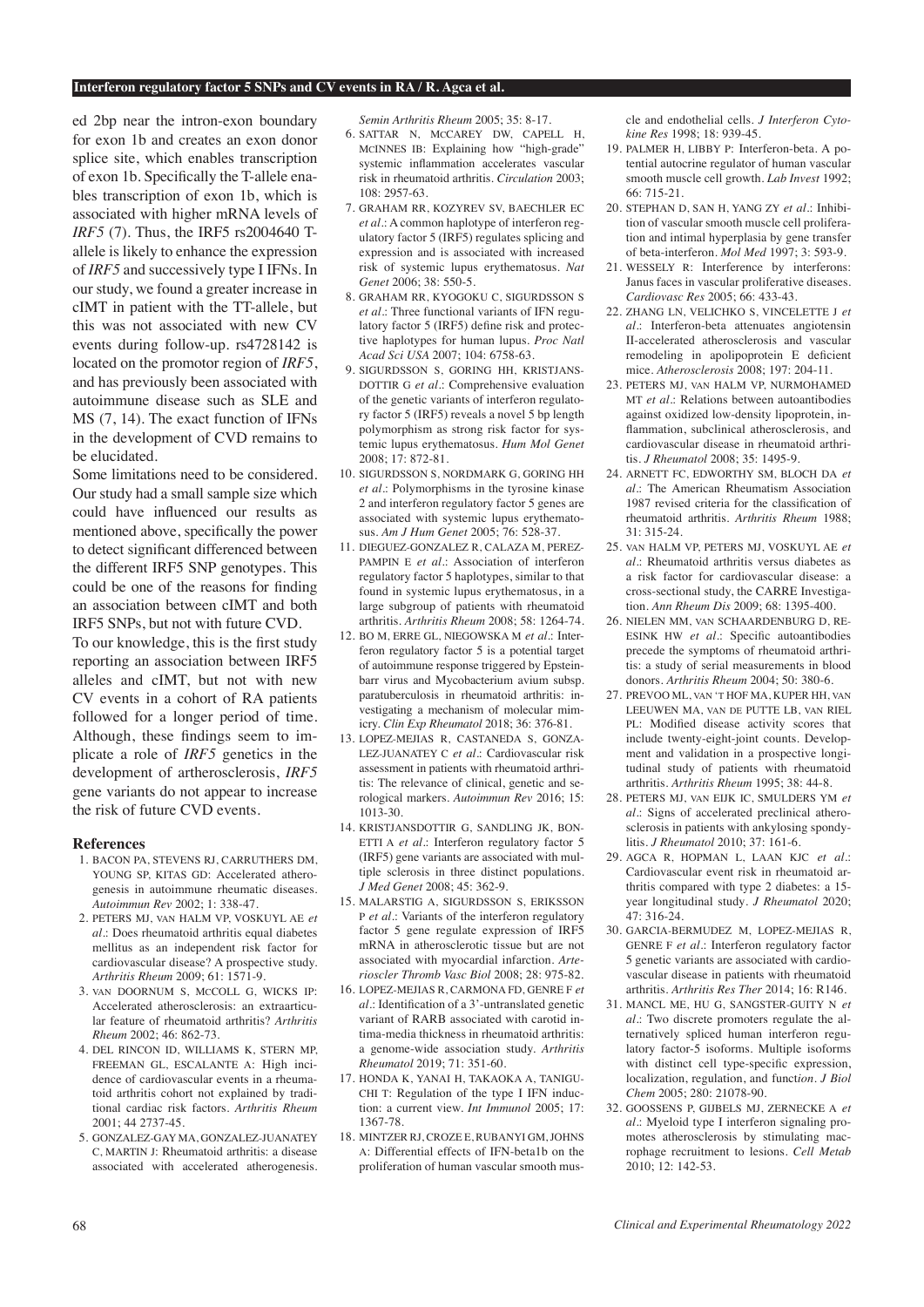ed 2bp near the intron-exon boundary for exon 1b and creates an exon donor splice site, which enables transcription of exon 1b. Specifically the T-allele enables transcription of exon 1b, which is associated with higher mRNA levels of *IRF5* (7). Thus, the IRF5 rs2004640 T-allele is likely to enhance the expression of *IRF5* and successively type I IFNs. In our study, we found a greater increase in cIMT in patient with the TT-allele, but this was not associated with new CV events during follow-up. rs4728142 is located on the promotor region of *IRF5*, and has previously been associated with autoimmune disease such as SLE and MS (7, 14). The exact function of IFNs in the development of CVD remains to be elucidated.

Some limitations need to be considered. Our study had a small sample size which could have influenced our results as mentioned above, specifically the power to detect significant differenced between the different IRF5 SNP genotypes. This could be one of the reasons for finding an association between cIMT and both IRF5 SNPs, but not with future CVD.

To our knowledge, this is the first study reporting an association between IRF5 alleles and cIMT, but not with new CV events in a cohort of RA patients followed for a longer period of time. Although, these findings seem to implicate a role of *IRF5* genetics in the development of artherosclerosis, *IRF5* gene variants do not appear to increase the risk of future CVD events.

## References

1. BACON PA, STEVENS RJ, CARRUTHERS DM, YOUNG SP, KITAS GD: Accelerated atherogenesis in autoimmune rheumatic diseases. *Autoimmun Rev* 2002; 1: 338-47.
2. PETERS MJ, VAN HALM VP, VOSKUYL AE *et al.*: Does rheumatoid arthritis equal diabetes mellitus as an independent risk factor for cardiovascular disease? A prospective study. *Arthritis Rheum* 2009; 61: 1571-9.
3. VAN DOORNUM S, MCCOLL G, WICKS IP: Accelerated atherosclerosis: an extraarticular feature of rheumatoid arthritis? *Arthritis Rheum* 2002; 46: 862-73.
4. DEL RINCON ID, WILLIAMS K, STERN MP, FREEMAN GL, ESCALANTE A: High incidence of cardiovascular events in a rheumatoid arthritis cohort not explained by traditional cardiac risk factors. *Arthritis Rheum* 2001; 44 2737-45.
5. GONZALEZ-GAY MA, GONZALEZ-JUANATEY C, MARTIN J: Rheumatoid arthritis: a disease associated with accelerated atherogenesis. *Semin Arthritis Rheum* 2005; 35: 8-17.
6. SATTAR N, MCCAREY DW, CAPELL H, MCINNES IB: Explaining how "high-grade" systemic inflammation accelerates vascular risk in rheumatoid arthritis. *Circulation* 2003; 108: 2957-63.
7. GRAHAM RR, KOZYREV SV, BAECHLER EC *et al.*: A common haplotype of interferon regulatory factor 5 (IRF5) regulates splicing and expression and is associated with increased risk of systemic lupus erythematosus. *Nat Genet* 2006; 38: 550-5.
8. GRAHAM RR, KYOGOKU C, SIGURDSSON S *et al.*: Three functional variants of IFN regulatory factor 5 (IRF5) define risk and protective haplotypes for human lupus. *Proc Natl Acad Sci USA* 2007; 104: 6758-63.
9. SIGURDSSON S, GORING HH, KRISTJANSDOTTIR G *et al.*: Comprehensive evaluation of the genetic variants of interferon regulatory factor 5 (IRF5) reveals a novel 5 bp length polymorphism as strong risk factor for systemic lupus erythematosus. *Hum Mol Genet* 2008; 17: 872-81.
10. SIGURDSSON S, NORDMARK G, GORING HH *et al.*: Polymorphisms in the tyrosine kinase 2 and interferon regulatory factor 5 genes are associated with systemic lupus erythematosus. *Am J Hum Genet* 2005; 76: 528-37.
11. DIEGUEZ-GONZALEZ R, CALAZA M, PEREZ-PAMPIN E *et al.*: Association of interferon regulatory factor 5 haplotypes, similar to that found in systemic lupus erythematosus, in a large subgroup of patients with rheumatoid arthritis. *Arthritis Rheum* 2008; 58: 1264-74.
12. BO M, ERRE GL, NIEGOWSKA M *et al.*: Interferon regulatory factor 5 is a potential target of autoimmune response triggered by Epstein-barr virus and Mycobacterium avium subsp. paratuberculosis in rheumatoid arthritis: investigating a mechanism of molecular mimicry. *Clin Exp Rheumatol* 2018; 36: 376-81.
13. LOPEZ-MEJIAS R, CASTANEDA S, GONZALEZ-JUANATEY C *et al.*: Cardiovascular risk assessment in patients with rheumatoid arthritis: The relevance of clinical, genetic and serological markers. *Autoimmun Rev* 2016; 15: 1013-30.
14. KRISTJANSDOTTIR G, SANDLING JK, BONETTI A *et al.*: Interferon regulatory factor 5 (IRF5) gene variants are associated with multiple sclerosis in three distinct populations. *J Med Genet* 2008; 45: 362-9.
15. MALARSTIG A, SIGURDSSON S, ERIKSSON P *et al.*: Variants of the interferon regulatory factor 5 gene regulate expression of IRF5 mRNA in atherosclerotic tissue but are not associated with myocardial infarction. *Arterioscler Thromb Vasc Biol* 2008; 28: 975-82.
16. LOPEZ-MEJIAS R, CARMONA FD, GENRE F *et al.*: Identification of a 3'-untranslated genetic variant of RARB associated with carotid intima-media thickness in rheumatoid arthritis: a genome-wide association study. *Arthritis Rheumatol* 2019; 71: 351-60.
17. HONDA K, YANAI H, TAKAOKA A, TANIGUCHI T: Regulation of the type I IFN induction: a current view. *Int Immunol* 2005; 17: 1367-78.
18. MINTZER RJ, CROZE E, RUBANYI GM, JOHNS A: Differential effects of IFN-beta1b on the proliferation of human vascular smooth muscle and endothelial cells. *J Interferon Cytokine Res* 1998; 18: 939-45.
19. PALMER H, LIBBY P: Interferon-beta. A potential autocrine regulator of human vascular smooth muscle cell growth. *Lab Invest* 1992; 66: 715-21.
20. STEPHAN D, SAN H, YANG ZY *et al.*: Inhibition of vascular smooth muscle cell proliferation and intimal hyperplasia by gene transfer of beta-interferon. *Mol Med* 1997; 3: 593-9.
21. WESSELY R: Interference by interferons: Janus faces in vascular proliferative diseases. *Cardiovasc Res* 2005; 66: 433-43.
22. ZHANG LN, VELICHKO S, VINCELETTE J *et al.*: Interferon-beta attenuates angiotensin II-accelerated atherosclerosis and vascular remodeling in apolipoprotein E deficient mice. *Atherosclerosis* 2008; 197: 204-11.
23. PETERS MJ, VAN HALM VP, NURMOHAMED MT *et al.*: Relations between autoantibodies against oxidized low-density lipoprotein, inflammation, subclinical atherosclerosis, and cardiovascular disease in rheumatoid arthritis. *J Rheumatol* 2008; 35: 1495-9.
24. ARNETT FC, EDWORTHY SM, BLOCH DA *et al.*: The American Rheumatism Association 1987 revised criteria for the classification of rheumatoid arthritis. *Arthritis Rheum* 1988; 31: 315-24.
25. VAN HALM VP, PETERS MJ, VOSKUYL AE *et al.*: Rheumatoid arthritis versus diabetes as a risk factor for cardiovascular disease: a cross-sectional study, the CARRE Investigation. *Ann Rheum Dis* 2009; 68: 1395-400.
26. NIELEN MM, VAN SCHAARDENBURG D, REESINK HW *et al.*: Specific autoantibodies precede the symptoms of rheumatoid arthritis: a study of serial measurements in blood donors. *Arthritis Rheum* 2004; 50: 380-6.
27. PREVOO ML, VAN 'T HOF MA, KUPER HH, VAN LEEUWEN MA, VAN DE PUTTE LB, VAN RIEL PL: Modified disease activity scores that include twenty-eight-joint counts. Development and validation in a prospective longitudinal study of patients with rheumatoid arthritis. *Arthritis Rheum* 1995; 38: 44-8.
28. PETERS MJ, VAN EIJK IC, SMULDERS YM *et al.*: Signs of accelerated preclinical atherosclerosis in patients with ankylosing spondylitis. *J Rheumatol* 2010; 37: 161-6.
29. AGCA R, HOPMAN L, LAAN KJC *et al.*: Cardiovascular event risk in rheumatoid arthritis compared with type 2 diabetes: a 15-year longitudinal study. *J Rheumatol* 2020; 47: 316-24.
30. GARCIA-BERMUDEZ M, LOPEZ-MEJIAS R, GENRE F *et al.*: Interferon regulatory factor 5 genetic variants are associated with cardiovascular disease in patients with rheumatoid arthritis. *Arthritis Res Ther* 2014; 16: R146.
31. MANCL ME, HU G, SANGSTER-GUITY N *et al.*: Two discrete promoters regulate the alternatively spliced human interferon regulatory factor-5 isoforms. Multiple isoforms with distinct cell type-specific expression, localization, regulation, and function. *J Biol Chem* 2005; 280: 21078-90.
32. GOOSSENS P, GIJBELS MJ, ZERNECKE A *et al.*: Myeloid type I interferon signaling promotes atherosclerosis by stimulating macrophage recruitment to lesions. *Cell Metab* 2010; 12: 142-53.